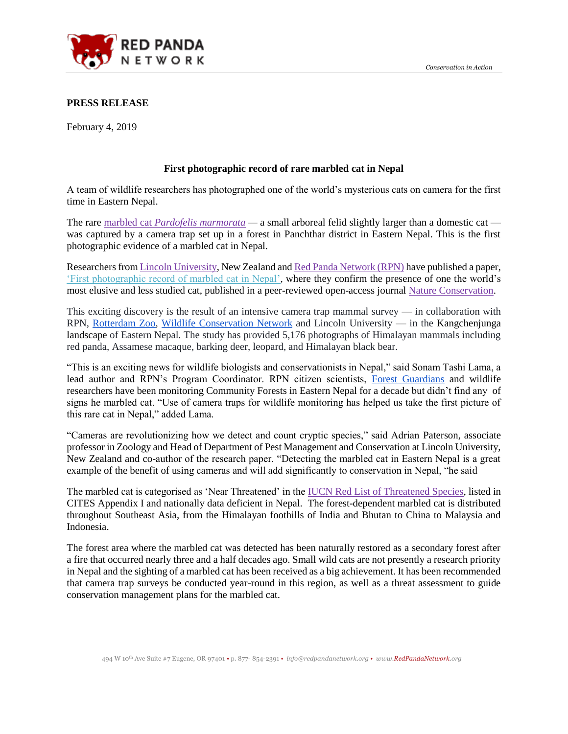**PRESS RELEASE**

February 4, 2019

### First photographic record of rare marbled cat in Nepal

A team of wildlife researchers has photographed one of the world's mysterious cats on camera for the first time in Eastern Nepal.

The rare marbled cat *Pardofelis marmorata* — a small arboreal felid slightly larger than a domestic cat — was captured by a camera trap set up in a forest in Panchthar district in Eastern Nepal. This is the first photographic evidence of a marbled cat in Nepal.

Researchers from Lincoln University, New Zealand and Red Panda Network (RPN) have published a paper, 'First photographic record of marbled cat in Nepal', where they confirm the presence of one the world's most elusive and less studied cat, published in a peer-reviewed open-access journal Nature Conservation.

This exciting discovery is the result of an intensive camera trap mammal survey — in collaboration with RPN, Rotterdam Zoo, Wildlife Conservation Network and Lincoln University — in the Kangchenjunga landscape of Eastern Nepal. The study has provided 5,176 photographs of Himalayan mammals including red panda, Assamese macaque, barking deer, leopard, and Himalayan black bear.

"This is an exciting news for wildlife biologists and conservationists in Nepal," said Sonam Tashi Lama, a lead author and RPN's Program Coordinator. RPN citizen scientists, Forest Guardians and wildlife researchers have been monitoring Community Forests in Eastern Nepal for a decade but didn't find any of signs he marbled cat. "Use of camera traps for wildlife monitoring has helped us take the first picture of this rare cat in Nepal," added Lama.

"Cameras are revolutionizing how we detect and count cryptic species," said Adrian Paterson, associate professor in Zoology and Head of Department of Pest Management and Conservation at Lincoln University, New Zealand and co-author of the research paper. "Detecting the marbled cat in Eastern Nepal is a great example of the benefit of using cameras and will add significantly to conservation in Nepal, "he said

The marbled cat is categorised as 'Near Threatened' in the IUCN Red List of Threatened Species, listed in CITES Appendix I and nationally data deficient in Nepal. The forest-dependent marbled cat is distributed throughout Southeast Asia, from the Himalayan foothills of India and Bhutan to China to Malaysia and Indonesia.

The forest area where the marbled cat was detected has been naturally restored as a secondary forest after a fire that occurred nearly three and a half decades ago. Small wild cats are not presently a research priority in Nepal and the sighting of a marbled cat has been received as a big achievement. It has been recommended that camera trap surveys be conducted year-round in this region, as well as a threat assessment to guide conservation management plans for the marbled cat.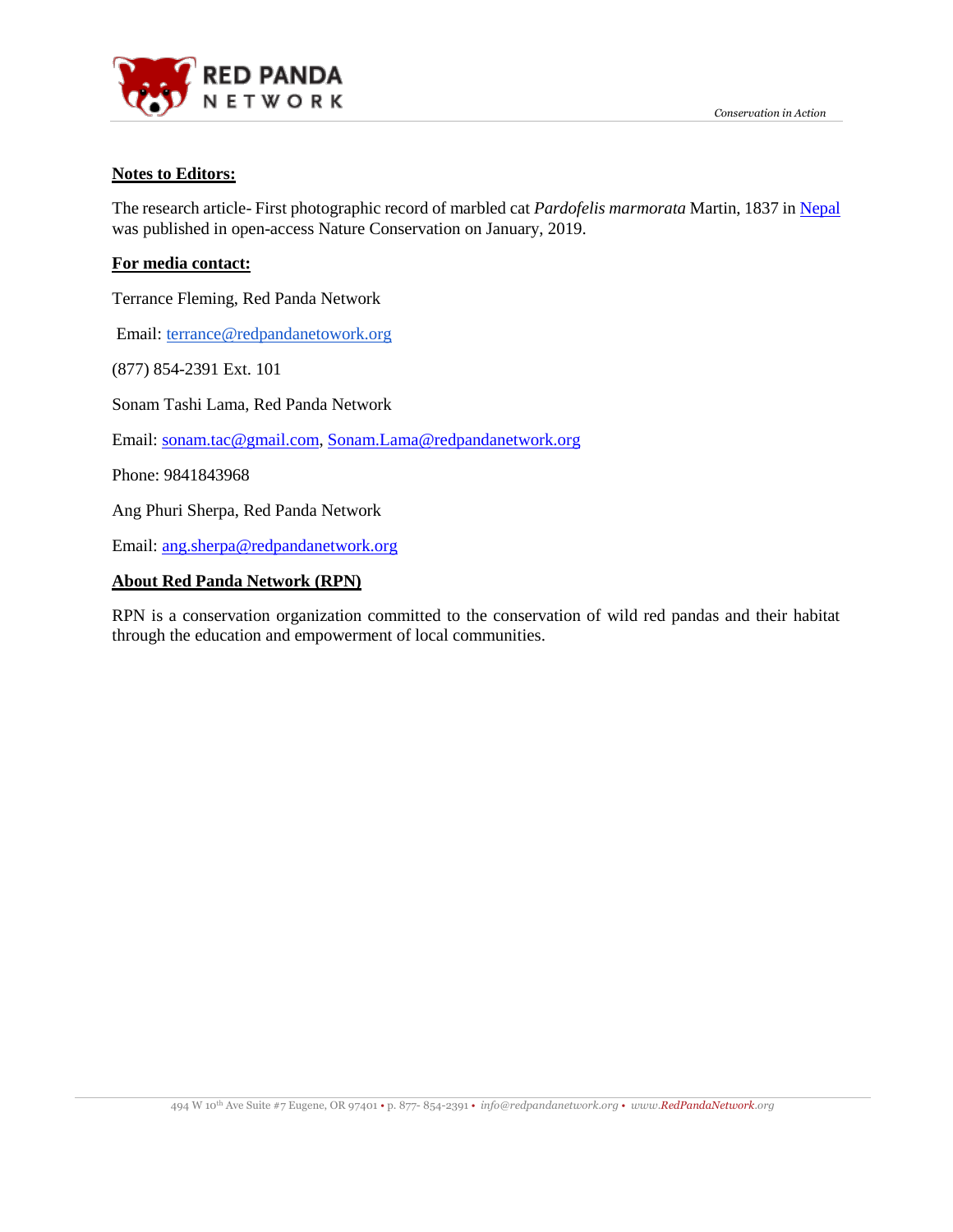**Notes to Editors:**

The research article- First photographic record of marbled cat *Pardofelis marmorata* Martin, 1837 in Nepal was published in open-access Nature Conservation on January, 2019.

**For media contact:**

Terrance Fleming, Red Panda Network

Email: terrance@redpandanetowork.org

(877) 854-2391 Ext. 101

Sonam Tashi Lama, Red Panda Network

Email: sonam.tac@gmail.com, Sonam.Lama@redpandanetwork.org

Phone: 9841843968

Ang Phuri Sherpa, Red Panda Network

Email: ang.sherpa@redpandanetwork.org

**About Red Panda Network (RPN)**

RPN is a conservation organization committed to the conservation of wild red pandas and their habitat through the education and empowerment of local communities.